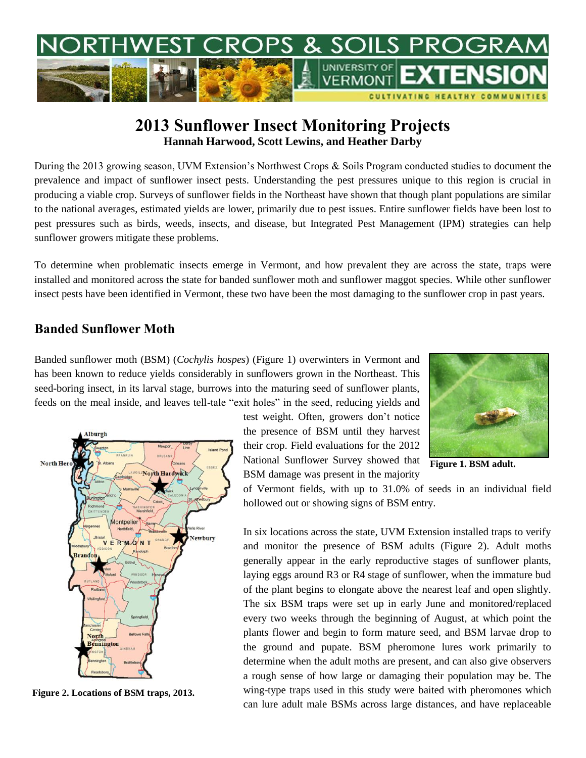# 2013 Sunflower Insect Monitoring Projects

**Hannah Harwood, Scott Lewins, and Heather Darby**

During the 2013 growing season, UVM Extension's Northwest Crops & Soils Program conducted studies to document the prevalence and impact of sunflower insect pests. Understanding the pest pressures unique to this region is crucial in producing a viable crop. Surveys of sunflower fields in the Northeast have shown that though plant populations are similar to the national averages, estimated yields are lower, primarily due to pest issues. Entire sunflower fields have been lost to pest pressures such as birds, weeds, insects, and disease, but Integrated Pest Management (IPM) strategies can help sunflower growers mitigate these problems.

To determine when problematic insects emerge in Vermont, and how prevalent they are across the state, traps were installed and monitored across the state for banded sunflower moth and sunflower maggot species. While other sunflower insect pests have been identified in Vermont, these two have been the most damaging to the sunflower crop in past years.

## Banded Sunflower Moth

Banded sunflower moth (BSM) (*Cochylis hospes*) (Figure 1) overwinters in Vermont and has been known to reduce yields considerably in sunflowers grown in the Northeast. This seed-boring insect, in its larval stage, burrows into the maturing seed of sunflower plants, feeds on the meal inside, and leaves tell-tale "exit holes" in the seed, reducing yields and test weight. Often, growers don't notice the presence of BSM until they harvest their crop. Field evaluations for the 2012 National Sunflower Survey showed that BSM damage was present in the majority of Vermont fields, with up to 31.0% of seeds in an individual field hollowed out or showing signs of BSM entry.

**Figure 1. BSM adult.**

**Figure 2. Locations of BSM traps, 2013.**

In six locations across the state, UVM Extension installed traps to verify and monitor the presence of BSM adults (Figure 2). Adult moths generally appear in the early reproductive stages of sunflower plants, laying eggs around R3 or R4 stage of sunflower, when the immature bud of the plant begins to elongate above the nearest leaf and open slightly. The six BSM traps were set up in early June and monitored/replaced every two weeks through the beginning of August, at which point the plants flower and begin to form mature seed, and BSM larvae drop to the ground and pupate. BSM pheromone lures work primarily to determine when the adult moths are present, and can also give observers a rough sense of how large or damaging their population may be. The wing-type traps used in this study were baited with pheromones which can lure adult male BSMs across large distances, and have replaceable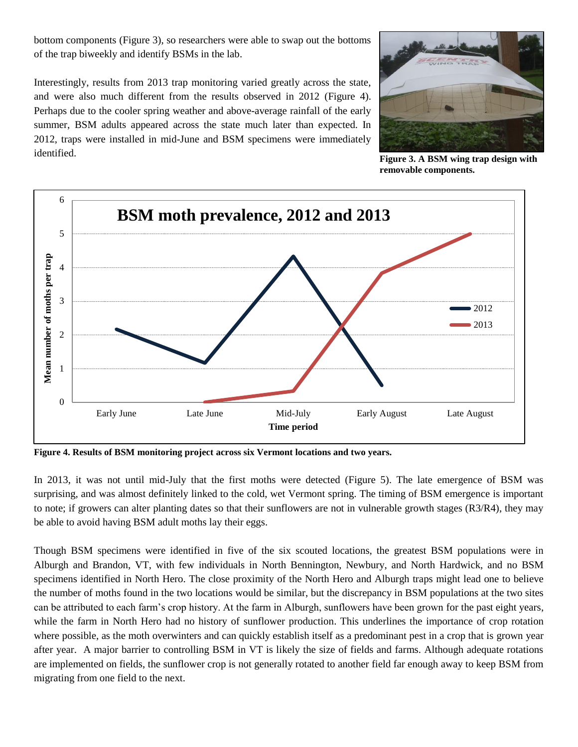bottom components (Figure 3), so researchers were able to swap out the bottoms of the trap biweekly and identify BSMs in the lab.

Interestingly, results from 2013 trap monitoring varied greatly across the state, and were also much different from the results observed in 2012 (Figure 4). Perhaps due to the cooler spring weather and above-average rainfall of the early summer, BSM adults appeared across the state much later than expected. In 2012, traps were installed in mid-June and BSM specimens were immediately identified.

**Figure 3. A BSM wing trap design with removable components.**

BSM moth prevalence, 2012 and 2013

Mean number of moths per trap

0
1
2
3
4
5
6

Early June
Late June
Mid-July
Early August
Late August

Time period

2012
2013

**Figure 4. Results of BSM monitoring project across six Vermont locations and two years.**

In 2013, it was not until mid-July that the first moths were detected (Figure 5). The late emergence of BSM was surprising, and was almost definitely linked to the cold, wet Vermont spring. The timing of BSM emergence is important to note; if growers can alter planting dates so that their sunflowers are not in vulnerable growth stages (R3/R4), they may be able to avoid having BSM adult moths lay their eggs.

Though BSM specimens were identified in five of the six scouted locations, the greatest BSM populations were in Alburgh and Brandon, VT, with few individuals in North Bennington, Newbury, and North Hardwick, and no BSM specimens identified in North Hero. The close proximity of the North Hero and Alburgh traps might lead one to believe the number of moths found in the two locations would be similar, but the discrepancy in BSM populations at the two sites can be attributed to each farm's crop history. At the farm in Alburgh, sunflowers have been grown for the past eight years, while the farm in North Hero had no history of sunflower production. This underlines the importance of crop rotation where possible, as the moth overwinters and can quickly establish itself as a predominant pest in a crop that is grown year after year. A major barrier to controlling BSM in VT is likely the size of fields and farms. Although adequate rotations are implemented on fields, the sunflower crop is not generally rotated to another field far enough away to keep BSM from migrating from one field to the next.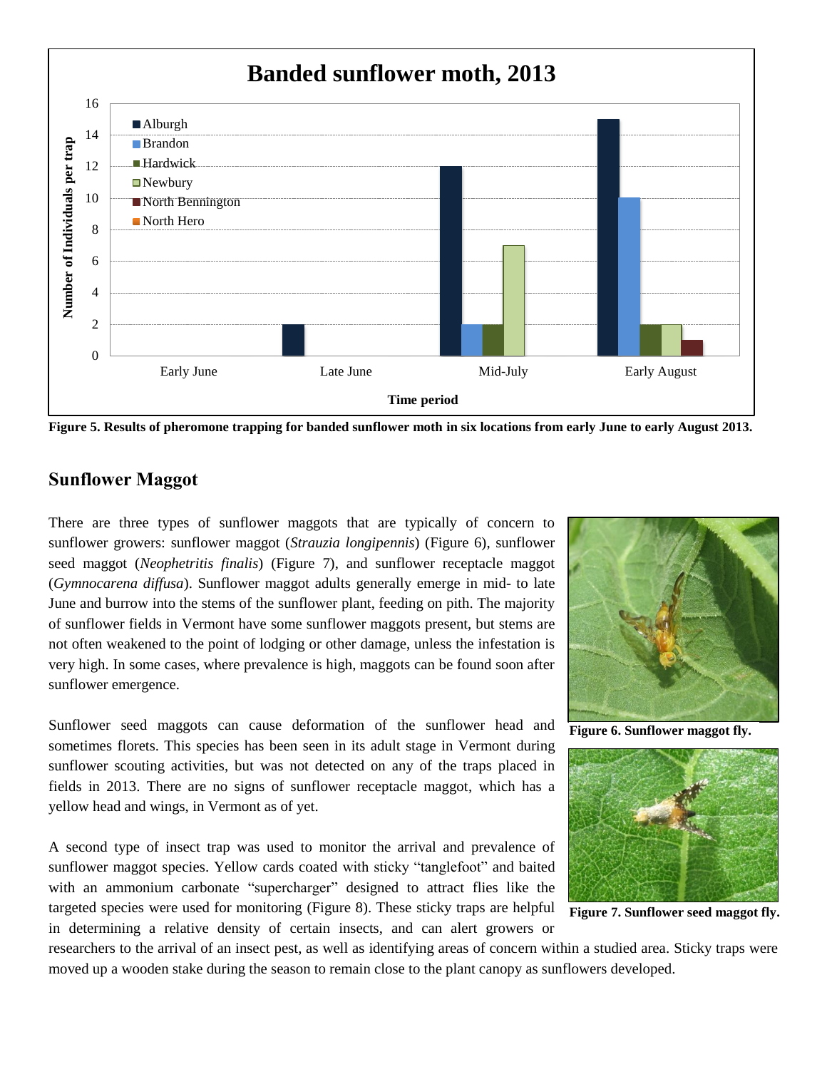Banded sunflower moth, 2013

16
14
12
10
8
6
4
2
0

Number of Individuals per trap

Alburgh
Brandon
Hardwick
Newbury
North Bennington
North Hero

Early June
Late June
Mid-July
Early August

Time period

**Figure 5. Results of pheromone trapping for banded sunflower moth in six locations from early June to early August 2013.**

## Sunflower Maggot

There are three types of sunflower maggots that are typically of concern to sunflower growers: sunflower maggot (*Strauzia longipennis*) (Figure 6), sunflower seed maggot (*Neophetritis finalis*) (Figure 7), and sunflower receptacle maggot (*Gymnocarena diffusa*). Sunflower maggot adults generally emerge in mid- to late June and burrow into the stems of the sunflower plant, feeding on pith. The majority of sunflower fields in Vermont have some sunflower maggots present, but stems are not often weakened to the point of lodging or other damage, unless the infestation is very high. In some cases, where prevalence is high, maggots can be found soon after sunflower emergence.

**Figure 6. Sunflower maggot fly.**

Sunflower seed maggots can cause deformation of the sunflower head and sometimes florets. This species has been seen in its adult stage in Vermont during sunflower scouting activities, but was not detected on any of the traps placed in fields in 2013. There are no signs of sunflower receptacle maggot, which has a yellow head and wings, in Vermont as of yet.

**Figure 7. Sunflower seed maggot fly.**

A second type of insect trap was used to monitor the arrival and prevalence of sunflower maggot species. Yellow cards coated with sticky "tanglefoot" and baited with an ammonium carbonate "supercharger" designed to attract flies like the targeted species were used for monitoring (Figure 8). These sticky traps are helpful in determining a relative density of certain insects, and can alert growers or researchers to the arrival of an insect pest, as well as identifying areas of concern within a studied area. Sticky traps were moved up a wooden stake during the season to remain close to the plant canopy as sunflowers developed.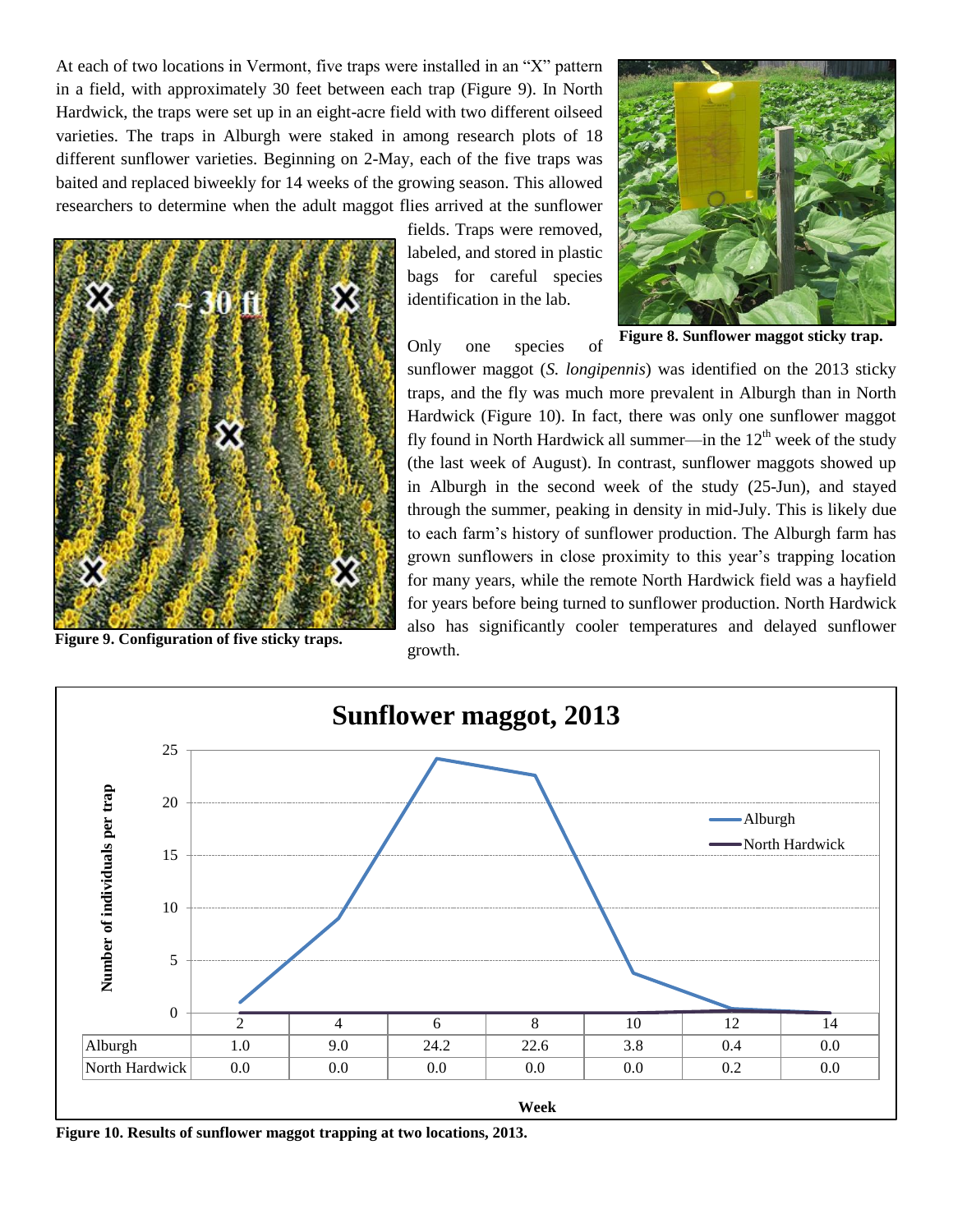At each of two locations in Vermont, five traps were installed in an "X" pattern in a field, with approximately 30 feet between each trap (Figure 9). In North Hardwick, the traps were set up in an eight-acre field with two different oilseed varieties. The traps in Alburgh were staked in among research plots of 18 different sunflower varieties. Beginning on 2-May, each of the five traps was baited and replaced biweekly for 14 weeks of the growing season. This allowed researchers to determine when the adult maggot flies arrived at the sunflower fields. Traps were removed, labeled, and stored in plastic bags for careful species identification in the lab.

~ 30 ft

**Figure 9. Configuration of five sticky traps.**

**Figure 8. Sunflower maggot sticky trap.**

Only one species of sunflower maggot (*S. longipennis*) was identified on the 2013 sticky traps, and the fly was much more prevalent in Alburgh than in North Hardwick (Figure 10). In fact, there was only one sunflower maggot fly found in North Hardwick all summer—in the 12th week of the study (the last week of August). In contrast, sunflower maggots showed up in Alburgh in the second week of the study (25-Jun), and stayed through the summer, peaking in density in mid-July. This is likely due to each farm's history of sunflower production. The Alburgh farm has grown sunflowers in close proximity to this year's trapping location for many years, while the remote North Hardwick field was a hayfield for years before being turned to sunflower production. North Hardwick also has significantly cooler temperatures and delayed sunflower growth.

**Sunflower maggot, 2013**

Number of individuals per trap

25
20
15
10
5
0

Alburgh
North Hardwick

Week: 2, 4, 6, 8, 10, 12, 14

Alburgh: 1.0, 9.0, 24.2, 22.6, 3.8, 0.4, 0.0

North Hardwick: 0.0, 0.0, 0.0, 0.0, 0.0, 0.2, 0.0

Week

**Figure 10. Results of sunflower maggot trapping at two locations, 2013.**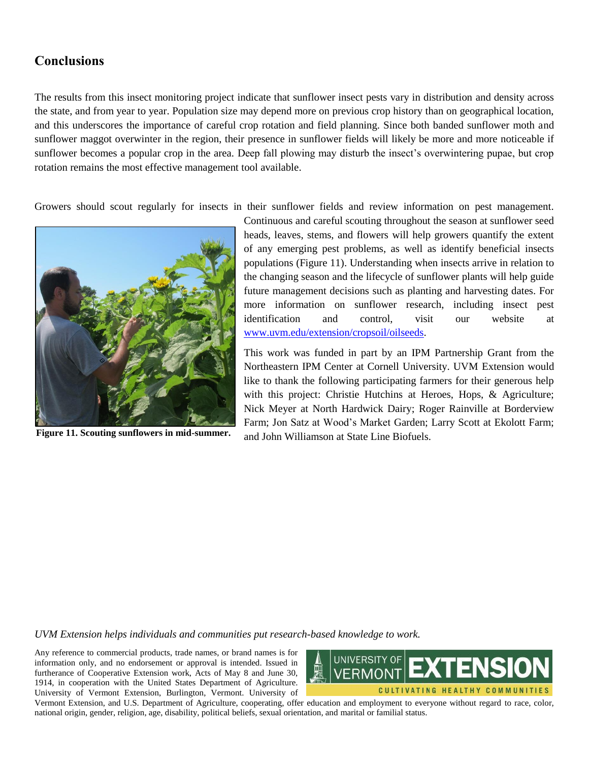## Conclusions

The results from this insect monitoring project indicate that sunflower insect pests vary in distribution and density across the state, and from year to year. Population size may depend more on previous crop history than on geographical location, and this underscores the importance of careful crop rotation and field planning. Since both banded sunflower moth and sunflower maggot overwinter in the region, their presence in sunflower fields will likely be more and more noticeable if sunflower becomes a popular crop in the area. Deep fall plowing may disturb the insect's overwintering pupae, but crop rotation remains the most effective management tool available.

Growers should scout regularly for insects in their sunflower fields and review information on pest management. Continuous and careful scouting throughout the season at sunflower seed heads, leaves, stems, and flowers will help growers quantify the extent of any emerging pest problems, as well as identify beneficial insects populations (Figure 11). Understanding when insects arrive in relation to the changing season and the lifecycle of sunflower plants will help guide future management decisions such as planting and harvesting dates. For more information on sunflower research, including insect pest identification and control, visit our website at www.uvm.edu/extension/cropsoil/oilseeds.

**Figure 11. Scouting sunflowers in mid-summer.**

This work was funded in part by an IPM Partnership Grant from the Northeastern IPM Center at Cornell University. UVM Extension would like to thank the following participating farmers for their generous help with this project: Christie Hutchins at Heroes, Hops, & Agriculture; Nick Meyer at North Hardwick Dairy; Roger Rainville at Borderview Farm; Jon Satz at Wood's Market Garden; Larry Scott at Ekolott Farm; and John Williamson at State Line Biofuels.

*UVM Extension helps individuals and communities put research-based knowledge to work.*

Any reference to commercial products, trade names, or brand names is for information only, and no endorsement or approval is intended. Issued in furtherance of Cooperative Extension work, Acts of May 8 and June 30, 1914, in cooperation with the United States Department of Agriculture. University of Vermont Extension, Burlington, Vermont. University of Vermont Extension, and U.S. Department of Agriculture, cooperating, offer education and employment to everyone without regard to race, color, national origin, gender, religion, age, disability, political beliefs, sexual orientation, and marital or familial status.

UNIVERSITY OF VERMONT EXTENSION
CULTIVATING HEALTHY COMMUNITIES